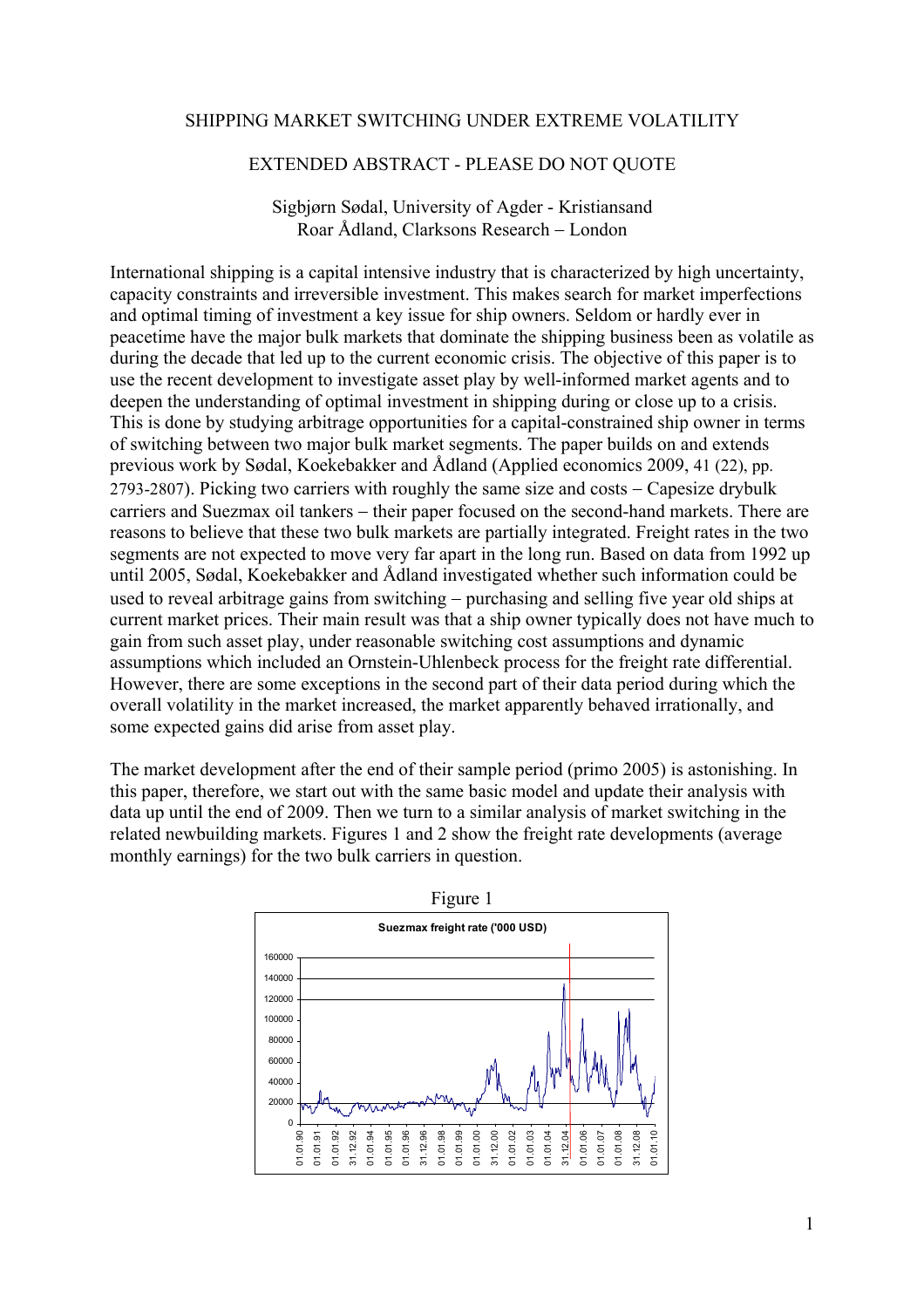SHIPPING MARKET SWITCHING UNDER EXTREME VOLATILITY

EXTENDED ABSTRACT - PLEASE DO NOT QUOTE

Sigbjørn Sødal, University of Agder - Kristiansand
Roar Ådland, Clarksons Research – London

International shipping is a capital intensive industry that is characterized by high uncertainty, capacity constraints and irreversible investment. This makes search for market imperfections and optimal timing of investment a key issue for ship owners. Seldom or hardly ever in peacetime have the major bulk markets that dominate the shipping business been as volatile as during the decade that led up to the current economic crisis. The objective of this paper is to use the recent development to investigate asset play by well-informed market agents and to deepen the understanding of optimal investment in shipping during or close up to a crisis. This is done by studying arbitrage opportunities for a capital-constrained ship owner in terms of switching between two major bulk market segments. The paper builds on and extends previous work by Sødal, Koekebakker and Ådland (Applied economics 2009, 41 (22), pp. 2793-2807). Picking two carriers with roughly the same size and costs – Capesize drybulk carriers and Suezmax oil tankers – their paper focused on the second-hand markets. There are reasons to believe that these two bulk markets are partially integrated. Freight rates in the two segments are not expected to move very far apart in the long run. Based on data from 1992 up until 2005, Sødal, Koekebakker and Ådland investigated whether such information could be used to reveal arbitrage gains from switching – purchasing and selling five year old ships at current market prices. Their main result was that a ship owner typically does not have much to gain from such asset play, under reasonable switching cost assumptions and dynamic assumptions which included an Ornstein-Uhlenbeck process for the freight rate differential. However, there are some exceptions in the second part of their data period during which the overall volatility in the market increased, the market apparently behaved irrationally, and some expected gains did arise from asset play.

The market development after the end of their sample period (primo 2005) is astonishing. In this paper, therefore, we start out with the same basic model and update their analysis with data up until the end of 2009. Then we turn to a similar analysis of market switching in the related newbuilding markets. Figures 1 and 2 show the freight rate developments (average monthly earnings) for the two bulk carriers in question.

Figure 1

**Suezmax freight rate ('000 USD)**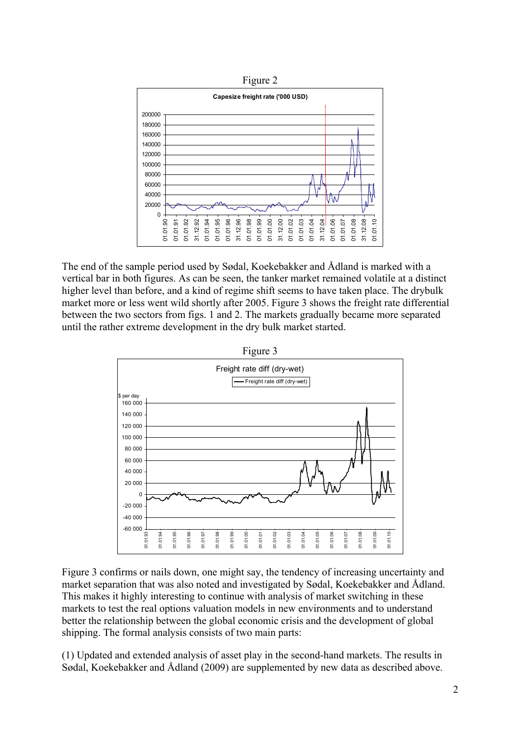Figure 2

The end of the sample period used by Sødal, Koekebakker and Ådland is marked with a vertical bar in both figures. As can be seen, the tanker market remained volatile at a distinct higher level than before, and a kind of regime shift seems to have taken place. The drybulk market more or less went wild shortly after 2005. Figure 3 shows the freight rate differential between the two sectors from figs. 1 and 2. The markets gradually became more separated until the rather extreme development in the dry bulk market started.

Figure 3

Figure 3 confirms or nails down, one might say, the tendency of increasing uncertainty and market separation that was also noted and investigated by Sødal, Koekebakker and Ådland. This makes it highly interesting to continue with analysis of market switching in these markets to test the real options valuation models in new environments and to understand better the relationship between the global economic crisis and the development of global shipping. The formal analysis consists of two main parts:

(1) Updated and extended analysis of asset play in the second-hand markets. The results in Sødal, Koekebakker and Ådland (2009) are supplemented by new data as described above.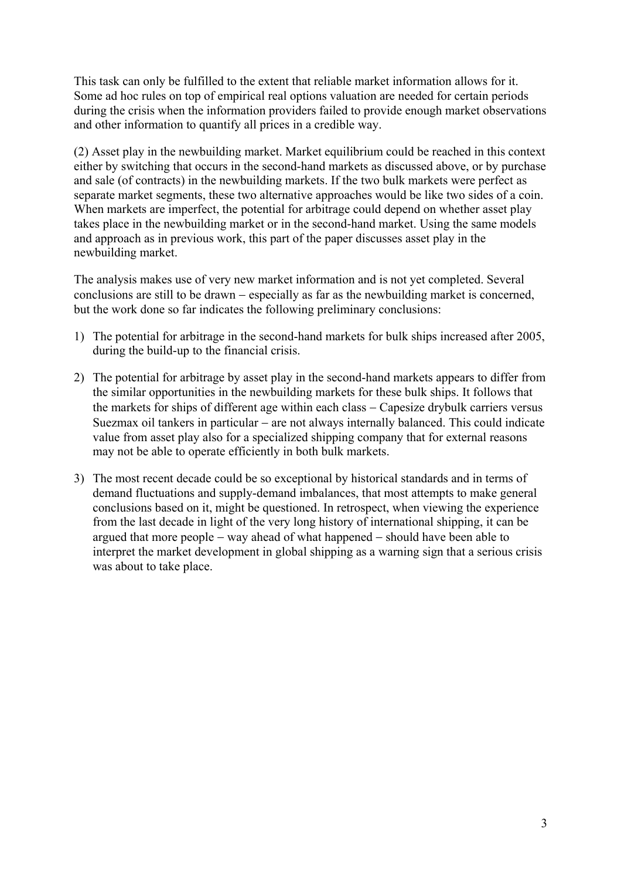This task can only be fulfilled to the extent that reliable market information allows for it. Some ad hoc rules on top of empirical real options valuation are needed for certain periods during the crisis when the information providers failed to provide enough market observations and other information to quantify all prices in a credible way.

(2) Asset play in the newbuilding market. Market equilibrium could be reached in this context either by switching that occurs in the second-hand markets as discussed above, or by purchase and sale (of contracts) in the newbuilding markets. If the two bulk markets were perfect as separate market segments, these two alternative approaches would be like two sides of a coin. When markets are imperfect, the potential for arbitrage could depend on whether asset play takes place in the newbuilding market or in the second-hand market. Using the same models and approach as in previous work, this part of the paper discusses asset play in the newbuilding market.

The analysis makes use of very new market information and is not yet completed. Several conclusions are still to be drawn – especially as far as the newbuilding market is concerned, but the work done so far indicates the following preliminary conclusions:

1) The potential for arbitrage in the second-hand markets for bulk ships increased after 2005, during the build-up to the financial crisis.

2) The potential for arbitrage by asset play in the second-hand markets appears to differ from the similar opportunities in the newbuilding markets for these bulk ships. It follows that the markets for ships of different age within each class – Capesize drybulk carriers versus Suezmax oil tankers in particular – are not always internally balanced. This could indicate value from asset play also for a specialized shipping company that for external reasons may not be able to operate efficiently in both bulk markets.

3) The most recent decade could be so exceptional by historical standards and in terms of demand fluctuations and supply-demand imbalances, that most attempts to make general conclusions based on it, might be questioned. In retrospect, when viewing the experience from the last decade in light of the very long history of international shipping, it can be argued that more people – way ahead of what happened – should have been able to interpret the market development in global shipping as a warning sign that a serious crisis was about to take place.